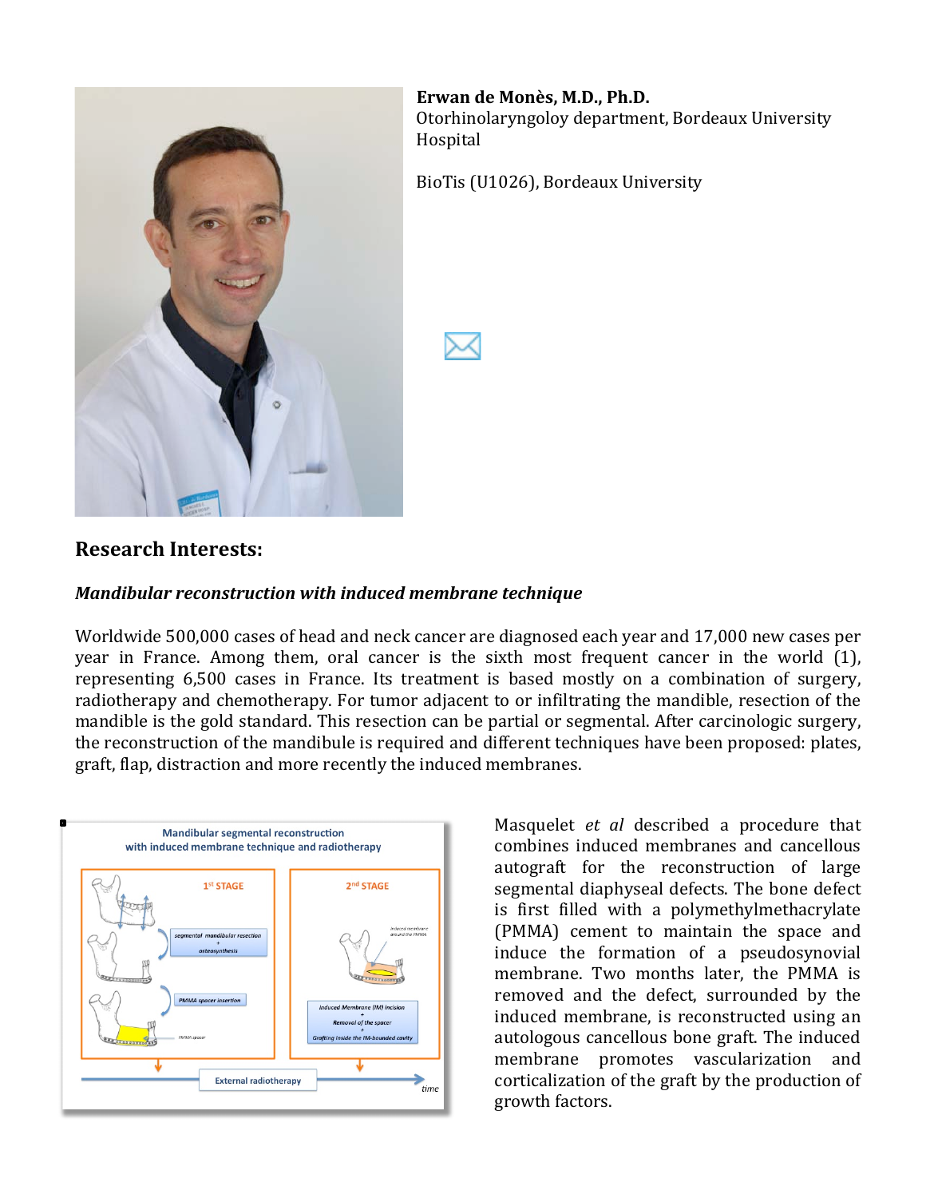**Erwan de Monès, M.D., Ph.D.**
Otorhinolaryngoloy department, Bordeaux University Hospital

BioTis (U1026), Bordeaux University

## Research Interests:

***Mandibular reconstruction with induced membrane technique***

Worldwide 500,000 cases of head and neck cancer are diagnosed each year and 17,000 new cases per year in France. Among them, oral cancer is the sixth most frequent cancer in the world (1), representing 6,500 cases in France. Its treatment is based mostly on a combination of surgery, radiotherapy and chemotherapy. For tumor adjacent to or infiltrating the mandible, resection of the mandible is the gold standard. This resection can be partial or segmental. After carcinologic surgery, the reconstruction of the mandibule is required and different techniques have been proposed: plates, graft, flap, distraction and more recently the induced membranes.

Masquelet *et al* described a procedure that combines induced membranes and cancellous autograft for the reconstruction of large segmental diaphyseal defects. The bone defect is first filled with a polymethylmethacrylate (PMMA) cement to maintain the space and induce the formation of a pseudosynovial membrane. Two months later, the PMMA is removed and the defect, surrounded by the induced membrane, is reconstructed using an autologous cancellous bone graft. The induced membrane promotes vascularization and corticalization of the graft by the production of growth factors.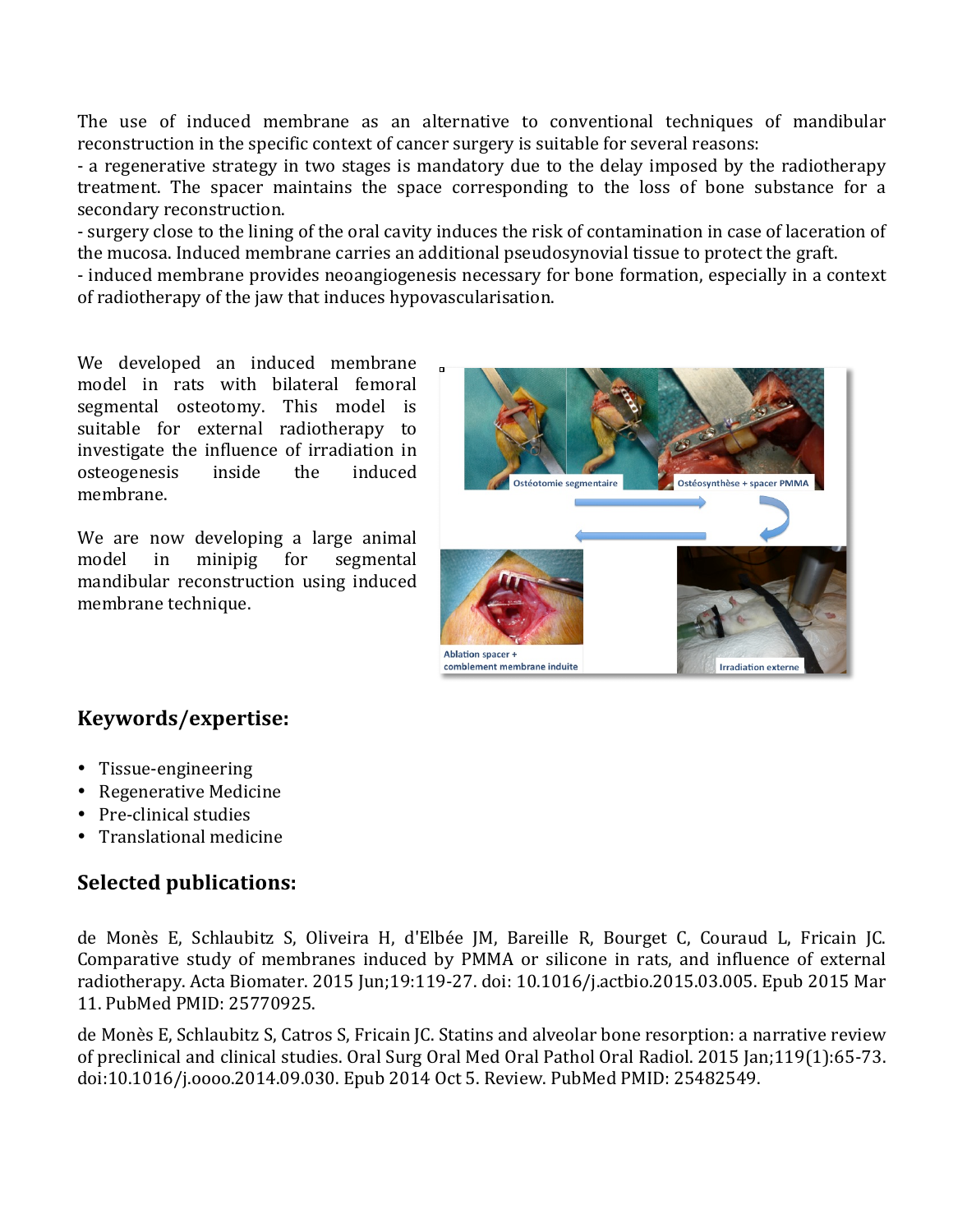The use of induced membrane as an alternative to conventional techniques of mandibular reconstruction in the specific context of cancer surgery is suitable for several reasons:

- a regenerative strategy in two stages is mandatory due to the delay imposed by the radiotherapy treatment. The spacer maintains the space corresponding to the loss of bone substance for a secondary reconstruction.
- surgery close to the lining of the oral cavity induces the risk of contamination in case of laceration of the mucosa. Induced membrane carries an additional pseudosynovial tissue to protect the graft.
- induced membrane provides neoangiogenesis necessary for bone formation, especially in a context of radiotherapy of the jaw that induces hypovascularisation.

We developed an induced membrane model in rats with bilateral femoral segmental osteotomy. This model is suitable for external radiotherapy to investigate the influence of irradiation in osteogenesis inside the induced membrane.

We are now developing a large animal model in minipig for segmental mandibular reconstruction using induced membrane technique.

## Keywords/expertise:

- Tissue-engineering
- Regenerative Medicine
- Pre-clinical studies
- Translational medicine

## Selected publications:

de Monès E, Schlaubitz S, Oliveira H, d'Elbée JM, Bareille R, Bourget C, Couraud L, Fricain JC. Comparative study of membranes induced by PMMA or silicone in rats, and influence of external radiotherapy. Acta Biomater. 2015 Jun;19:119-27. doi: 10.1016/j.actbio.2015.03.005. Epub 2015 Mar 11. PubMed PMID: 25770925.

de Monès E, Schlaubitz S, Catros S, Fricain JC. Statins and alveolar bone resorption: a narrative review of preclinical and clinical studies. Oral Surg Oral Med Oral Pathol Oral Radiol. 2015 Jan;119(1):65-73. doi:10.1016/j.oooo.2014.09.030. Epub 2014 Oct 5. Review. PubMed PMID: 25482549.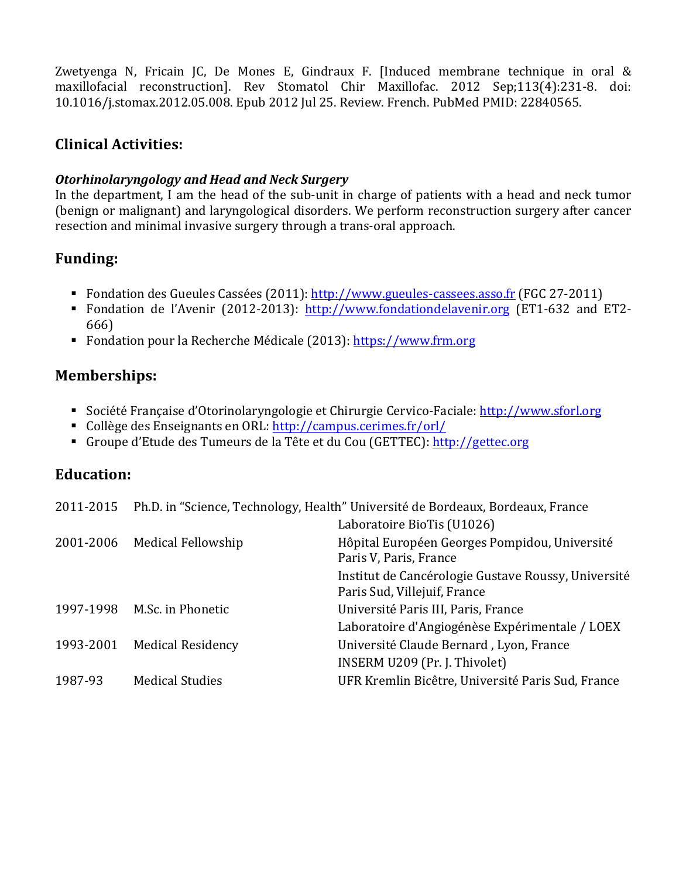Zwetyenga N, Fricain JC, De Mones E, Gindraux F. [Induced membrane technique in oral & maxillofacial reconstruction]. Rev Stomatol Chir Maxillofac. 2012 Sep;113(4):231-8. doi: 10.1016/j.stomax.2012.05.008. Epub 2012 Jul 25. Review. French. PubMed PMID: 22840565.

## Clinical Activities:

***Otorhinolaryngology and Head and Neck Surgery***

In the department, I am the head of the sub-unit in charge of patients with a head and neck tumor (benign or malignant) and laryngological disorders. We perform reconstruction surgery after cancer resection and minimal invasive surgery through a trans-oral approach.

## Funding:

- Fondation des Gueules Cassées (2011): http://www.gueules-cassees.asso.fr (FGC 27-2011)
- Fondation de l'Avenir (2012-2013): http://www.fondationdelavenir.org (ET1-632 and ET2-666)
- Fondation pour la Recherche Médicale (2013): https://www.frm.org

## Memberships:

- Société Française d'Otorinolaryngologie et Chirurgie Cervico-Faciale: http://www.sforl.org
- Collège des Enseignants en ORL: http://campus.cerimes.fr/orl/
- Groupe d'Etude des Tumeurs de la Tête et du Cou (GETTEC): http://gettec.org

## Education:

| | | |
|---|---|---|
| 2011-2015 | Ph.D. in "Science, Technology, Health" Université de Bordeaux, Bordeaux, France | |
| | | Laboratoire BioTis (U1026) |
| 2001-2006 | Medical Fellowship | Hôpital Européen Georges Pompidou, Université Paris V, Paris, France |
| | | Institut de Cancérologie Gustave Roussy, Université Paris Sud, Villejuif, France |
| 1997-1998 | M.Sc. in Phonetic | Université Paris III, Paris, France |
| | | Laboratoire d'Angiogénèse Expérimentale / LOEX |
| 1993-2001 | Medical Residency | Université Claude Bernard , Lyon, France |
| | | INSERM U209 (Pr. J. Thivolet) |
| 1987-93 | Medical Studies | UFR Kremlin Bicêtre, Université Paris Sud, France |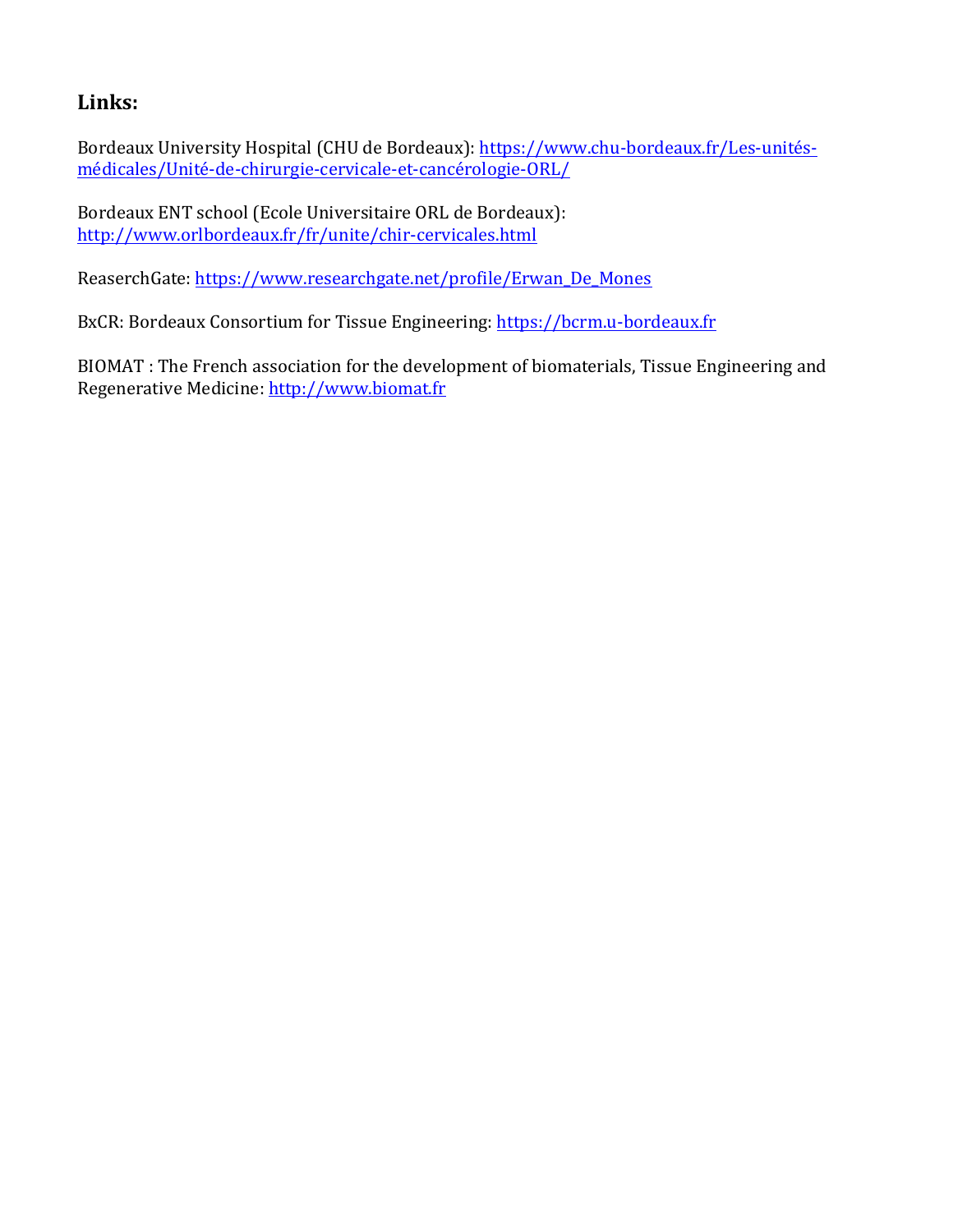## Links:

Bordeaux University Hospital (CHU de Bordeaux): https://www.chu-bordeaux.fr/Les-unités-médicales/Unité-de-chirurgie-cervicale-et-cancérologie-ORL/

Bordeaux ENT school (Ecole Universitaire ORL de Bordeaux): http://www.orlbordeaux.fr/fr/unite/chir-cervicales.html

ReaserchGate: https://www.researchgate.net/profile/Erwan_De_Mones

BxCR: Bordeaux Consortium for Tissue Engineering: https://bcrm.u-bordeaux.fr

BIOMAT : The French association for the development of biomaterials, Tissue Engineering and Regenerative Medicine: http://www.biomat.fr